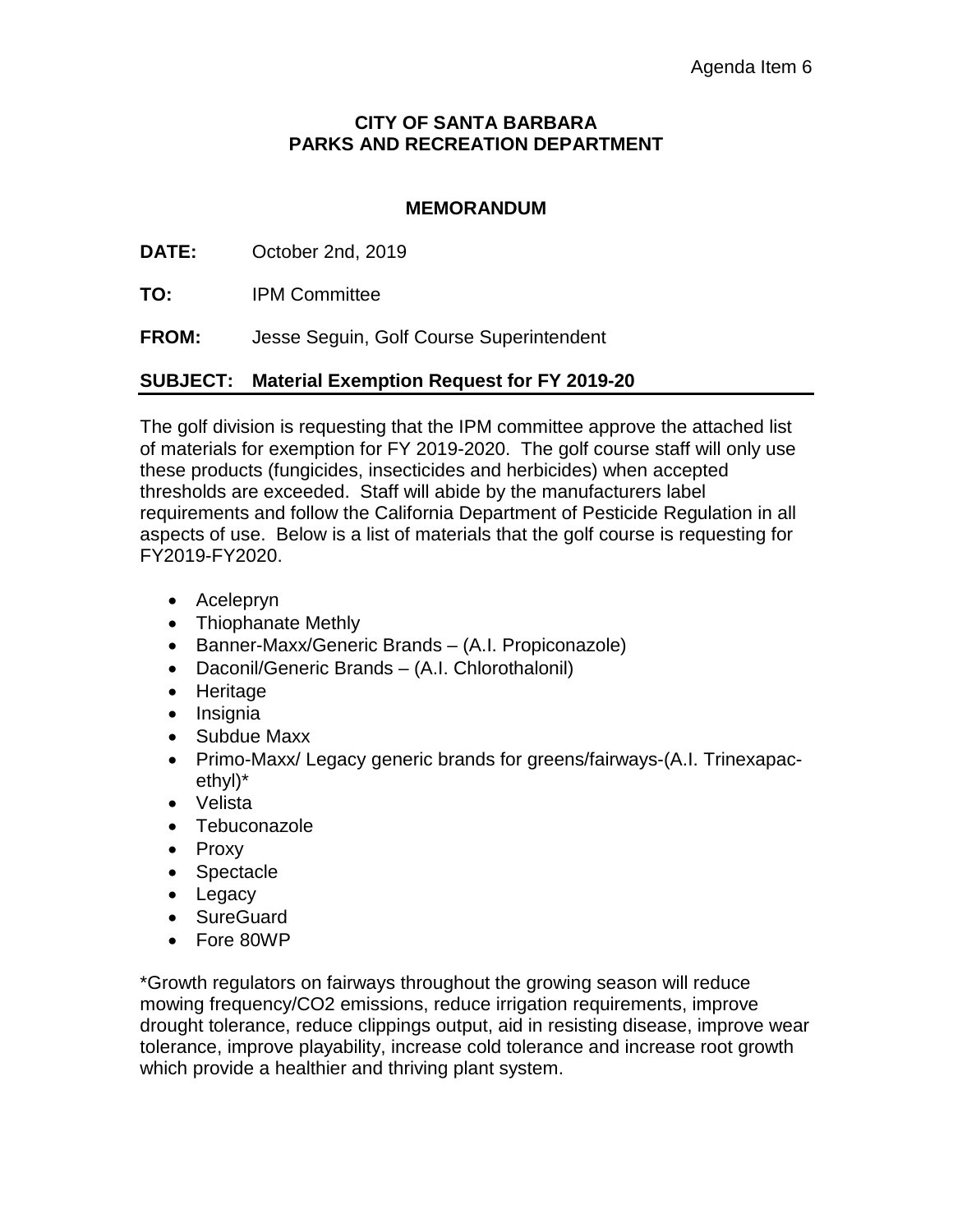Agenda Item 6

**CITY OF SANTA BARBARA**
**PARKS AND RECREATION DEPARTMENT**

**MEMORANDUM**

**DATE:** October 2nd, 2019

**TO:** IPM Committee

**FROM:** Jesse Seguin, Golf Course Superintendent

**SUBJECT: Material Exemption Request for FY 2019-20**

The golf division is requesting that the IPM committee approve the attached list of materials for exemption for FY 2019-2020. The golf course staff will only use these products (fungicides, insecticides and herbicides) when accepted thresholds are exceeded. Staff will abide by the manufacturers label requirements and follow the California Department of Pesticide Regulation in all aspects of use. Below is a list of materials that the golf course is requesting for FY2019-FY2020.

- Acelepryn
- Thiophanate Methly
- Banner-Maxx/Generic Brands – (A.I. Propiconazole)
- Daconil/Generic Brands – (A.I. Chlorothalonil)
- Heritage
- Insignia
- Subdue Maxx
- Primo-Maxx/ Legacy generic brands for greens/fairways-(A.I. Trinexapac-ethyl)*
- Velista
- Tebuconazole
- Proxy
- Spectacle
- Legacy
- SureGuard
- Fore 80WP

*Growth regulators on fairways throughout the growing season will reduce mowing frequency/CO2 emissions, reduce irrigation requirements, improve drought tolerance, reduce clippings output, aid in resisting disease, improve wear tolerance, improve playability, increase cold tolerance and increase root growth which provide a healthier and thriving plant system.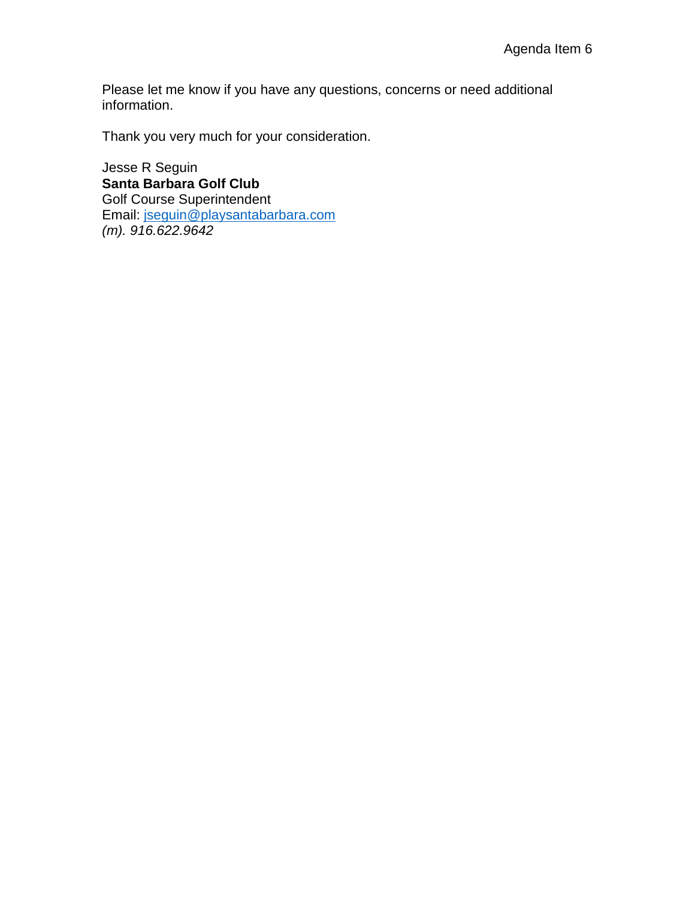Please let me know if you have any questions, concerns or need additional information.

Thank you very much for your consideration.

Jesse R Seguin  
**Santa Barbara Golf Club**  
Golf Course Superintendent  
Email: jseguin@playsantabarbara.com  
*(m). 916.622.9642*